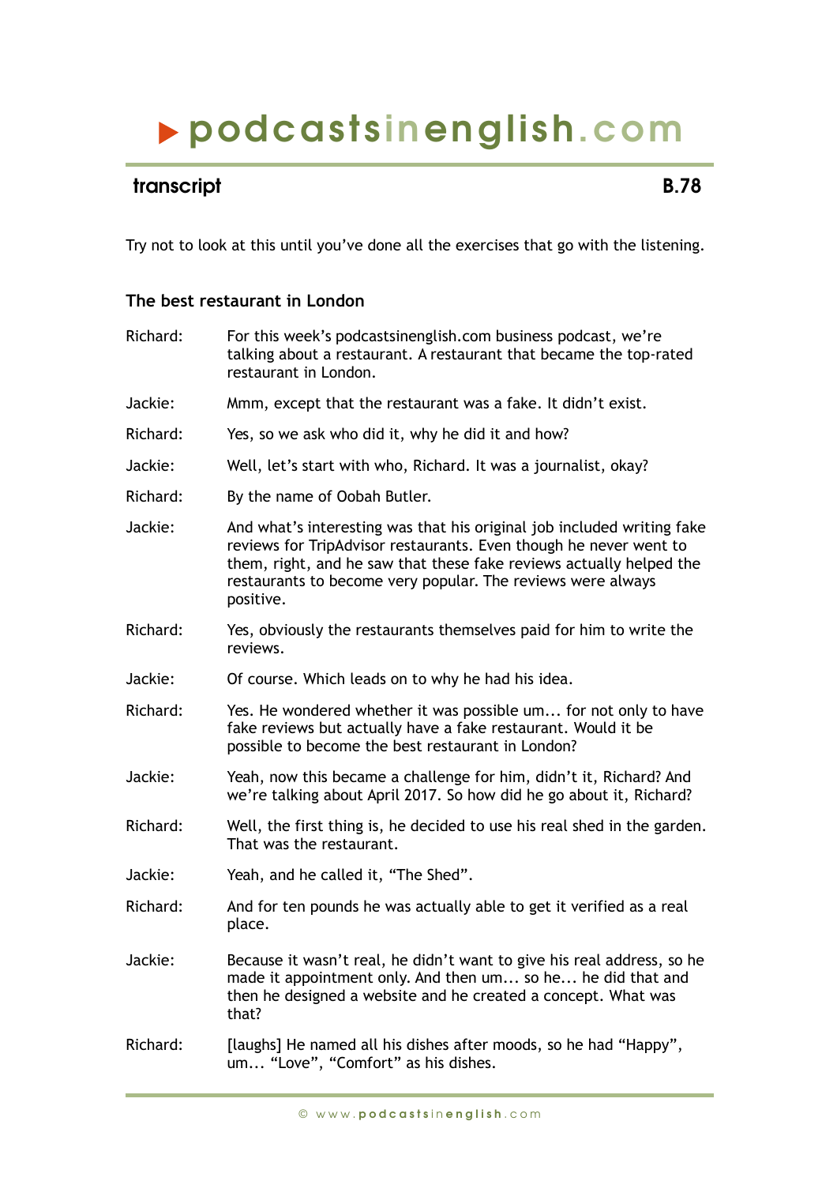# ▶ podcastsinenglish.com

## transcript — B.78

Try not to look at this until you've done all the exercises that go with the listening.

### The best restaurant in London

| | |
|---|---|
| Richard: | For this week's podcastsinenglish.com business podcast, we're talking about a restaurant. A restaurant that became the top-rated restaurant in London. |
| Jackie: | Mmm, except that the restaurant was a fake. It didn't exist. |
| Richard: | Yes, so we ask who did it, why he did it and how? |
| Jackie: | Well, let's start with who, Richard. It was a journalist, okay? |
| Richard: | By the name of Oobah Butler. |
| Jackie: | And what's interesting was that his original job included writing fake reviews for TripAdvisor restaurants. Even though he never went to them, right, and he saw that these fake reviews actually helped the restaurants to become very popular. The reviews were always positive. |
| Richard: | Yes, obviously the restaurants themselves paid for him to write the reviews. |
| Jackie: | Of course. Which leads on to why he had his idea. |
| Richard: | Yes. He wondered whether it was possible um... for not only to have fake reviews but actually have a fake restaurant. Would it be possible to become the best restaurant in London? |
| Jackie: | Yeah, now this became a challenge for him, didn't it, Richard? And we're talking about April 2017. So how did he go about it, Richard? |
| Richard: | Well, the first thing is, he decided to use his real shed in the garden. That was the restaurant. |
| Jackie: | Yeah, and he called it, "The Shed". |
| Richard: | And for ten pounds he was actually able to get it verified as a real place. |
| Jackie: | Because it wasn't real, he didn't want to give his real address, so he made it appointment only. And then um... so he... he did that and then he designed a website and he created a concept. What was that? |
| Richard: | [laughs] He named all his dishes after moods, so he had "Happy", um... "Love", "Comfort" as his dishes. |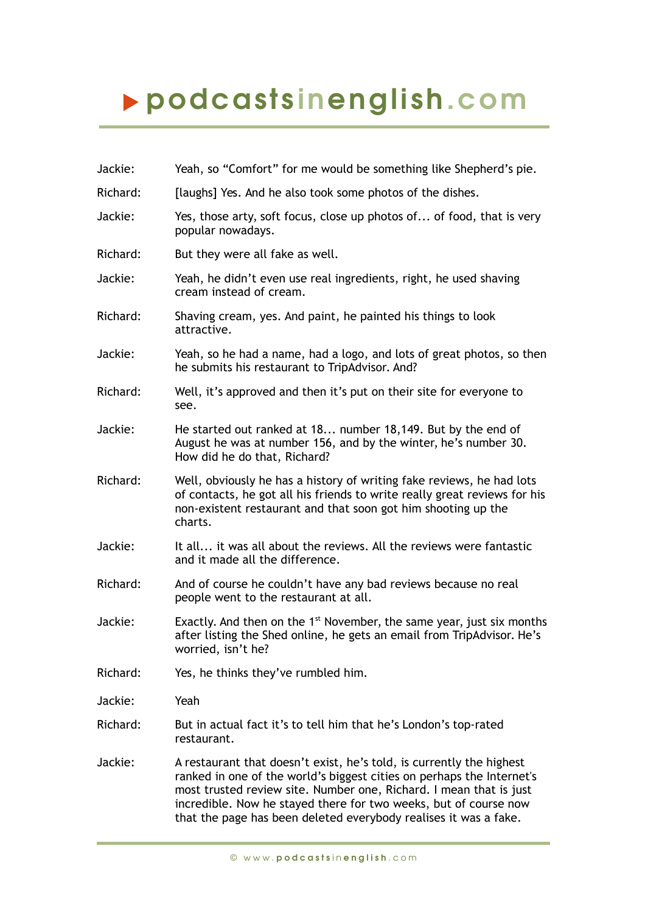Jackie: Yeah, so "Comfort" for me would be something like Shepherd's pie.

Richard: [laughs] Yes. And he also took some photos of the dishes.

Jackie: Yes, those arty, soft focus, close up photos of... of food, that is very popular nowadays.

Richard: But they were all fake as well.

Jackie: Yeah, he didn't even use real ingredients, right, he used shaving cream instead of cream.

Richard: Shaving cream, yes. And paint, he painted his things to look attractive.

Jackie: Yeah, so he had a name, had a logo, and lots of great photos, so then he submits his restaurant to TripAdvisor. And?

Richard: Well, it's approved and then it's put on their site for everyone to see.

Jackie: He started out ranked at 18... number 18,149. But by the end of August he was at number 156, and by the winter, he's number 30. How did he do that, Richard?

Richard: Well, obviously he has a history of writing fake reviews, he had lots of contacts, he got all his friends to write really great reviews for his non-existent restaurant and that soon got him shooting up the charts.

Jackie: It all... it was all about the reviews. All the reviews were fantastic and it made all the difference.

Richard: And of course he couldn't have any bad reviews because no real people went to the restaurant at all.

Jackie: Exactly. And then on the 1st November, the same year, just six months after listing the Shed online, he gets an email from TripAdvisor. He's worried, isn't he?

Richard: Yes, he thinks they've rumbled him.

Jackie: Yeah

Richard: But in actual fact it's to tell him that he's London's top-rated restaurant.

Jackie: A restaurant that doesn't exist, he's told, is currently the highest ranked in one of the world's biggest cities on perhaps the Internet's most trusted review site. Number one, Richard. I mean that is just incredible. Now he stayed there for two weeks, but of course now that the page has been deleted everybody realises it was a fake.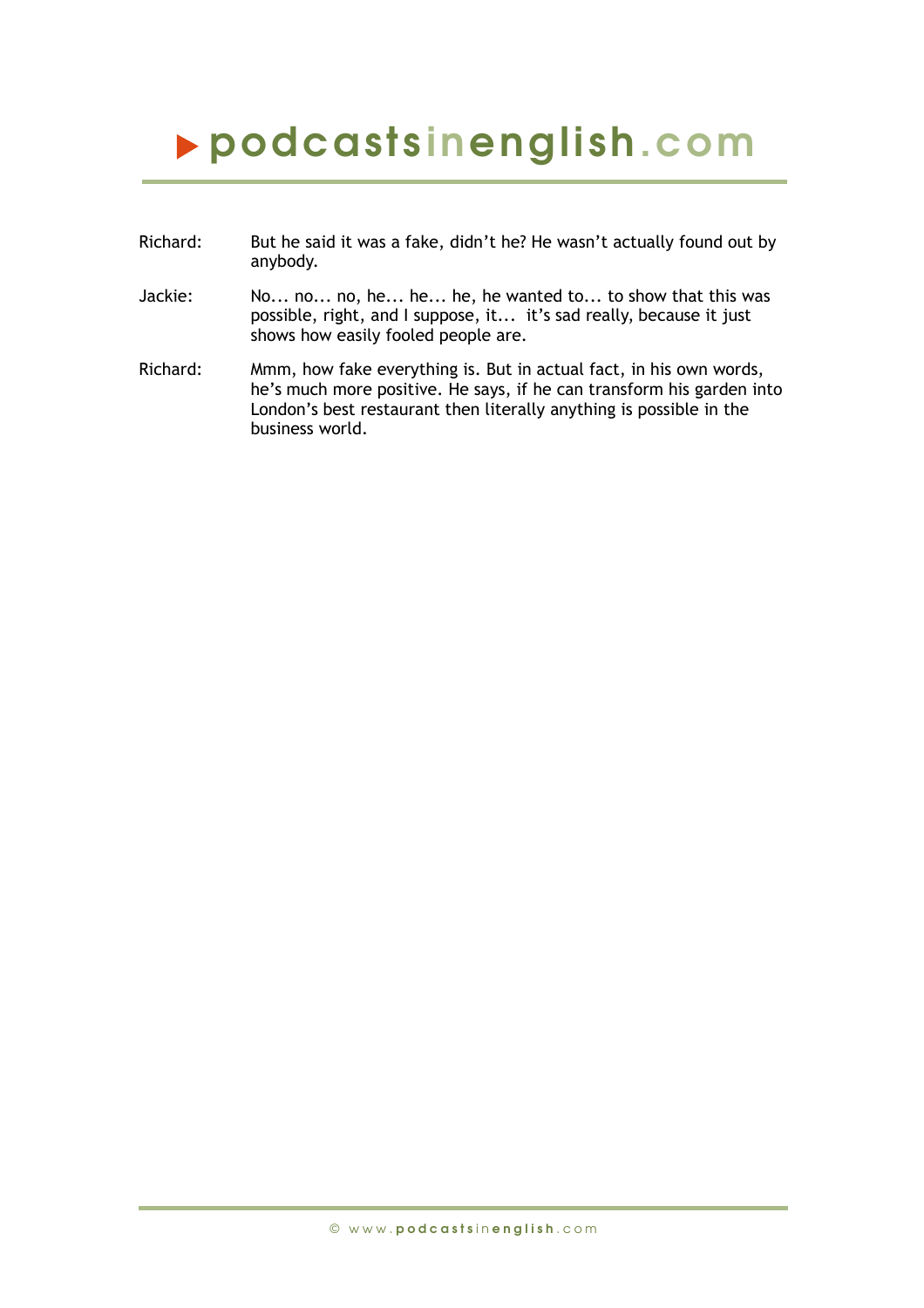Richard: But he said it was a fake, didn't he? He wasn't actually found out by anybody.

Jackie: No... no... no, he... he... he, he wanted to... to show that this was possible, right, and I suppose, it... it's sad really, because it just shows how easily fooled people are.

Richard: Mmm, how fake everything is. But in actual fact, in his own words, he's much more positive. He says, if he can transform his garden into London's best restaurant then literally anything is possible in the business world.